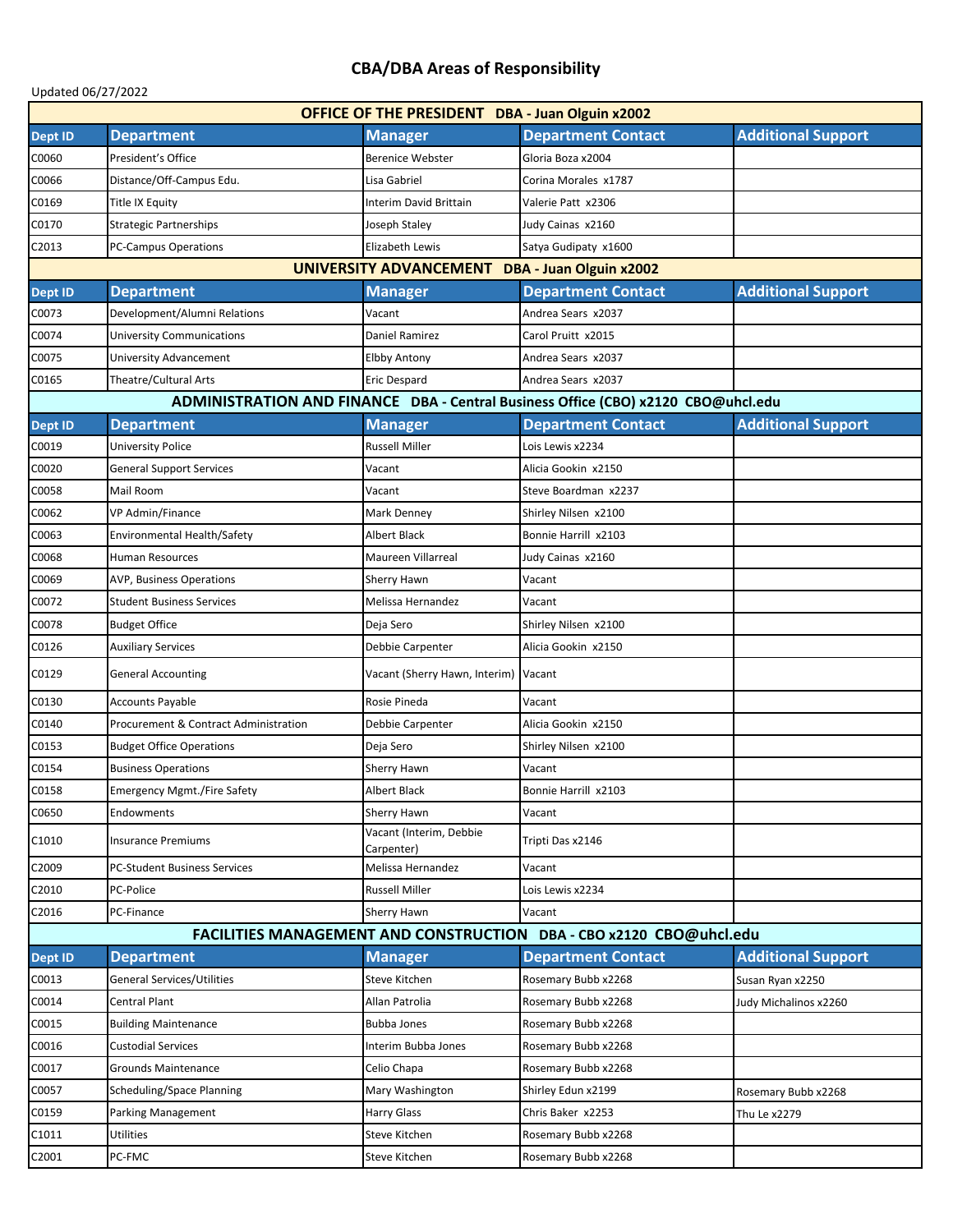# CBA/DBA Areas of Responsibility

Updated 06/27/2022

| OFFICE OF THE PRESIDENT DBA - Juan Olguin x2002 | | | | |
|---|---|---|---|---|
| **Dept ID** | **Department** | **Manager** | **Department Contact** | **Additional Support** |
| C0060 | President's Office | Berenice Webster | Gloria Boza x2004 | |
| C0066 | Distance/Off-Campus Edu. | Lisa Gabriel | Corina Morales x1787 | |
| C0169 | Title IX Equity | Interim David Brittain | Valerie Patt x2306 | |
| C0170 | Strategic Partnerships | Joseph Staley | Judy Cainas x2160 | |
| C2013 | PC-Campus Operations | Elizabeth Lewis | Satya Gudipaty x1600 | |
| **UNIVERSITY ADVANCEMENT DBA - Juan Olguin x2002** | | | | |
| **Dept ID** | **Department** | **Manager** | **Department Contact** | **Additional Support** |
| C0073 | Development/Alumni Relations | Vacant | Andrea Sears x2037 | |
| C0074 | University Communications | Daniel Ramirez | Carol Pruitt x2015 | |
| C0075 | University Advancement | Elbby Antony | Andrea Sears x2037 | |
| C0165 | Theatre/Cultural Arts | Eric Despard | Andrea Sears x2037 | |
| **ADMINISTRATION AND FINANCE DBA - Central Business Office (CBO) x2120 CBO@uhcl.edu** | | | | |
| **Dept ID** | **Department** | **Manager** | **Department Contact** | **Additional Support** |
| C0019 | University Police | Russell Miller | Lois Lewis x2234 | |
| C0020 | General Support Services | Vacant | Alicia Gookin x2150 | |
| C0058 | Mail Room | Vacant | Steve Boardman x2237 | |
| C0062 | VP Admin/Finance | Mark Denney | Shirley Nilsen x2100 | |
| C0063 | Environmental Health/Safety | Albert Black | Bonnie Harrill x2103 | |
| C0068 | Human Resources | Maureen Villarreal | Judy Cainas x2160 | |
| C0069 | AVP, Business Operations | Sherry Hawn | Vacant | |
| C0072 | Student Business Services | Melissa Hernandez | Vacant | |
| C0078 | Budget Office | Deja Sero | Shirley Nilsen x2100 | |
| C0126 | Auxiliary Services | Debbie Carpenter | Alicia Gookin x2150 | |
| C0129 | General Accounting | Vacant (Sherry Hawn, Interim) | Vacant | |
| C0130 | Accounts Payable | Rosie Pineda | Vacant | |
| C0140 | Procurement & Contract Administration | Debbie Carpenter | Alicia Gookin x2150 | |
| C0153 | Budget Office Operations | Deja Sero | Shirley Nilsen x2100 | |
| C0154 | Business Operations | Sherry Hawn | Vacant | |
| C0158 | Emergency Mgmt./Fire Safety | Albert Black | Bonnie Harrill x2103 | |
| C0650 | Endowments | Sherry Hawn | Vacant | |
| C1010 | Insurance Premiums | Vacant (Interim, Debbie Carpenter) | Tripti Das x2146 | |
| C2009 | PC-Student Business Services | Melissa Hernandez | Vacant | |
| C2010 | PC-Police | Russell Miller | Lois Lewis x2234 | |
| C2016 | PC-Finance | Sherry Hawn | Vacant | |
| **FACILITIES MANAGEMENT AND CONSTRUCTION DBA - CBO x2120 CBO@uhcl.edu** | | | | |
| **Dept ID** | **Department** | **Manager** | **Department Contact** | **Additional Support** |
| C0013 | General Services/Utilities | Steve Kitchen | Rosemary Bubb x2268 | Susan Ryan x2250 |
| C0014 | Central Plant | Allan Patrolia | Rosemary Bubb x2268 | Judy Michalinos x2260 |
| C0015 | Building Maintenance | Bubba Jones | Rosemary Bubb x2268 | |
| C0016 | Custodial Services | Interim Bubba Jones | Rosemary Bubb x2268 | |
| C0017 | Grounds Maintenance | Celio Chapa | Rosemary Bubb x2268 | |
| C0057 | Scheduling/Space Planning | Mary Washington | Shirley Edun x2199 | Rosemary Bubb x2268 |
| C0159 | Parking Management | Harry Glass | Chris Baker x2253 | Thu Le x2279 |
| C1011 | Utilities | Steve Kitchen | Rosemary Bubb x2268 | |
| C2001 | PC-FMC | Steve Kitchen | Rosemary Bubb x2268 | |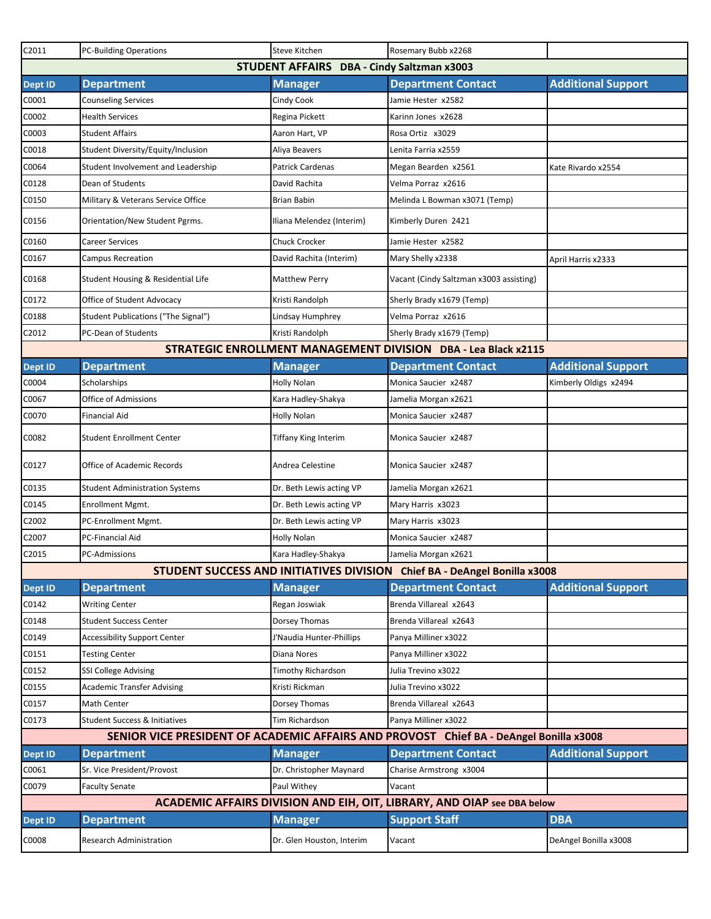| C2011 | PC-Building Operations | Steve Kitchen | Rosemary Bubb x2268 | |
|---|---|---|---|---|

## STUDENT AFFAIRS DBA - Cindy Saltzman x3003

| Dept ID | Department | Manager | Department Contact | Additional Support |
|---|---|---|---|---|
| C0001 | Counseling Services | Cindy Cook | Jamie Hester x2582 | |
| C0002 | Health Services | Regina Pickett | Karinn Jones x2628 | |
| C0003 | Student Affairs | Aaron Hart, VP | Rosa Ortiz x3029 | |
| C0018 | Student Diversity/Equity/Inclusion | Aliya Beavers | Lenita Farria x2559 | |
| C0064 | Student Involvement and Leadership | Patrick Cardenas | Megan Bearden x2561 | Kate Rivardo x2554 |
| C0128 | Dean of Students | David Rachita | Velma Porraz x2616 | |
| C0150 | Military & Veterans Service Office | Brian Babin | Melinda L Bowman x3071 (Temp) | |
| C0156 | Orientation/New Student Pgrms. | Iliana Melendez (Interim) | Kimberly Duren 2421 | |
| C0160 | Career Services | Chuck Crocker | Jamie Hester x2582 | |
| C0167 | Campus Recreation | David Rachita (Interim) | Mary Shelly x2338 | April Harris x2333 |
| C0168 | Student Housing & Residential Life | Matthew Perry | Vacant (Cindy Saltzman x3003 assisting) | |
| C0172 | Office of Student Advocacy | Kristi Randolph | Sherly Brady x1679 (Temp) | |
| C0188 | Student Publications ("The Signal") | Lindsay Humphrey | Velma Porraz x2616 | |
| C2012 | PC-Dean of Students | Kristi Randolph | Sherly Brady x1679 (Temp) | |

## STRATEGIC ENROLLMENT MANAGEMENT DIVISION DBA - Lea Black x2115

| Dept ID | Department | Manager | Department Contact | Additional Support |
|---|---|---|---|---|
| C0004 | Scholarships | Holly Nolan | Monica Saucier x2487 | Kimberly Oldigs x2494 |
| C0067 | Office of Admissions | Kara Hadley-Shakya | Jamelia Morgan x2621 | |
| C0070 | Financial Aid | Holly Nolan | Monica Saucier x2487 | |
| C0082 | Student Enrollment Center | Tiffany King Interim | Monica Saucier x2487 | |
| C0127 | Office of Academic Records | Andrea Celestine | Monica Saucier x2487 | |
| C0135 | Student Administration Systems | Dr. Beth Lewis acting VP | Jamelia Morgan x2621 | |
| C0145 | Enrollment Mgmt. | Dr. Beth Lewis acting VP | Mary Harris x3023 | |
| C2002 | PC-Enrollment Mgmt. | Dr. Beth Lewis acting VP | Mary Harris x3023 | |
| C2007 | PC-Financial Aid | Holly Nolan | Monica Saucier x2487 | |
| C2015 | PC-Admissions | Kara Hadley-Shakya | Jamelia Morgan x2621 | |

## STUDENT SUCCESS AND INITIATIVES DIVISION Chief BA - DeAngel Bonilla x3008

| Dept ID | Department | Manager | Department Contact | Additional Support |
|---|---|---|---|---|
| C0142 | Writing Center | Regan Joswiak | Brenda Villareal x2643 | |
| C0148 | Student Success Center | Dorsey Thomas | Brenda Villareal x2643 | |
| C0149 | Accessibility Support Center | J'Naudia Hunter-Phillips | Panya Milliner x3022 | |
| C0151 | Testing Center | Diana Nores | Panya Milliner x3022 | |
| C0152 | SSI College Advising | Timothy Richardson | Julia Trevino x3022 | |
| C0155 | Academic Transfer Advising | Kristi Rickman | Julia Trevino x3022 | |
| C0157 | Math Center | Dorsey Thomas | Brenda Villareal x2643 | |
| C0173 | Student Success & Initiatives | Tim Richardson | Panya Milliner x3022 | |

## SENIOR VICE PRESIDENT OF ACADEMIC AFFAIRS AND PROVOST Chief BA - DeAngel Bonilla x3008

| Dept ID | Department | Manager | Department Contact | Additional Support |
|---|---|---|---|---|
| C0061 | Sr. Vice President/Provost | Dr. Christopher Maynard | Charise Armstrong x3004 | |
| C0079 | Faculty Senate | Paul Withey | Vacant | |

## ACADEMIC AFFAIRS DIVISION AND EIH, OIT, LIBRARY, AND OIAP see DBA below

| Dept ID | Department | Manager | Support Staff | DBA |
|---|---|---|---|---|
| C0008 | Research Administration | Dr. Glen Houston, Interim | Vacant | DeAngel Bonilla x3008 |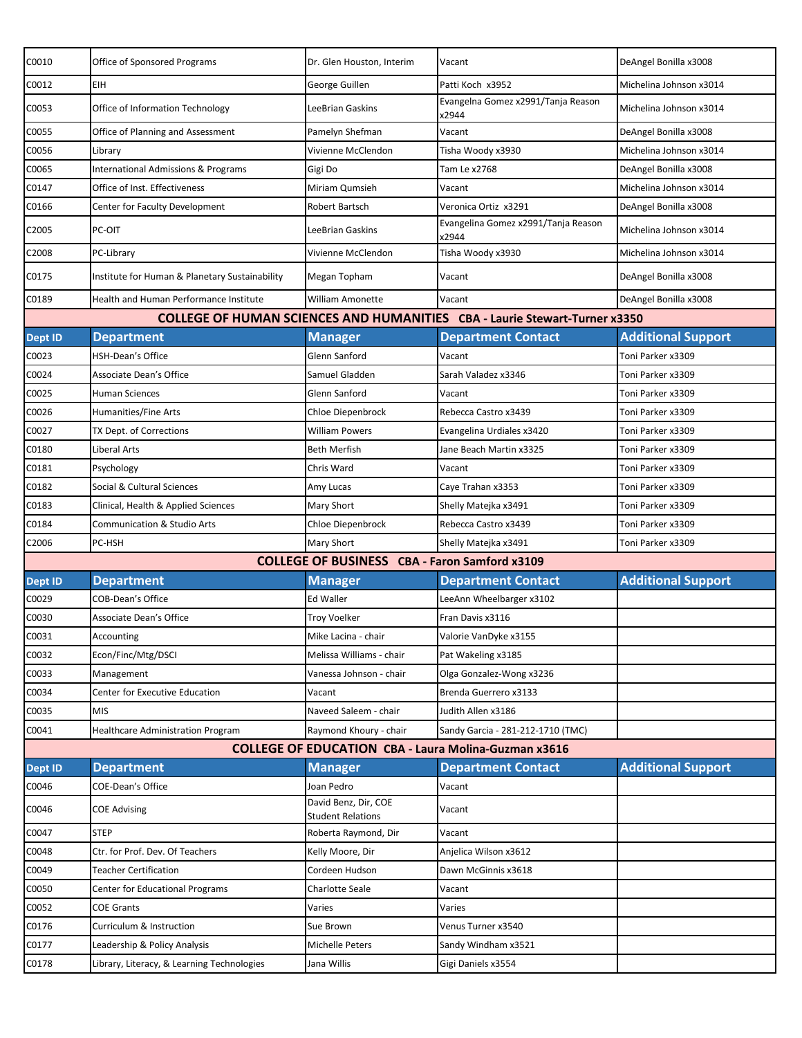| Dept ID | Department | Manager | Department Contact | Additional Support |
|---|---|---|---|---|
| C0010 | Office of Sponsored Programs | Dr. Glen Houston, Interim | Vacant | DeAngel Bonilla x3008 |
| C0012 | EIH | George Guillen | Patti Koch x3952 | Michelina Johnson x3014 |
| C0053 | Office of Information Technology | LeeBrian Gaskins | Evangelna Gomez x2991/Tanja Reason x2944 | Michelina Johnson x3014 |
| C0055 | Office of Planning and Assessment | Pamelyn Shefman | Vacant | DeAngel Bonilla x3008 |
| C0056 | Library | Vivienne McClendon | Tisha Woody x3930 | Michelina Johnson x3014 |
| C0065 | International Admissions & Programs | Gigi Do | Tam Le x2768 | DeAngel Bonilla x3008 |
| C0147 | Office of Inst. Effectiveness | Miriam Qumsieh | Vacant | Michelina Johnson x3014 |
| C0166 | Center for Faculty Development | Robert Bartsch | Veronica Ortiz x3291 | DeAngel Bonilla x3008 |
| C2005 | PC-OIT | LeeBrian Gaskins | Evangelina Gomez x2991/Tanja Reason x2944 | Michelina Johnson x3014 |
| C2008 | PC-Library | Vivienne McClendon | Tisha Woody x3930 | Michelina Johnson x3014 |
| C0175 | Institute for Human & Planetary Sustainability | Megan Topham | Vacant | DeAngel Bonilla x3008 |
| C0189 | Health and Human Performance Institute | William Amonette | Vacant | DeAngel Bonilla x3008 |

## COLLEGE OF HUMAN SCIENCES AND HUMANITIES CBA - Laurie Stewart-Turner x3350

| Dept ID | Department | Manager | Department Contact | Additional Support |
|---|---|---|---|---|
| C0023 | HSH-Dean's Office | Glenn Sanford | Vacant | Toni Parker x3309 |
| C0024 | Associate Dean's Office | Samuel Gladden | Sarah Valadez x3346 | Toni Parker x3309 |
| C0025 | Human Sciences | Glenn Sanford | Vacant | Toni Parker x3309 |
| C0026 | Humanities/Fine Arts | Chloe Diepenbrock | Rebecca Castro x3439 | Toni Parker x3309 |
| C0027 | TX Dept. of Corrections | William Powers | Evangelina Urdiales x3420 | Toni Parker x3309 |
| C0180 | Liberal Arts | Beth Merfish | Jane Beach Martin x3325 | Toni Parker x3309 |
| C0181 | Psychology | Chris Ward | Vacant | Toni Parker x3309 |
| C0182 | Social & Cultural Sciences | Amy Lucas | Caye Trahan x3353 | Toni Parker x3309 |
| C0183 | Clinical, Health & Applied Sciences | Mary Short | Shelly Matejka x3491 | Toni Parker x3309 |
| C0184 | Communication & Studio Arts | Chloe Diepenbrock | Rebecca Castro x3439 | Toni Parker x3309 |
| C2006 | PC-HSH | Mary Short | Shelly Matejka x3491 | Toni Parker x3309 |

## COLLEGE OF BUSINESS CBA - Faron Samford x3109

| Dept ID | Department | Manager | Department Contact | Additional Support |
|---|---|---|---|---|
| C0029 | COB-Dean's Office | Ed Waller | LeeAnn Wheelbarger x3102 | |
| C0030 | Associate Dean's Office | Troy Voelker | Fran Davis x3116 | |
| C0031 | Accounting | Mike Lacina - chair | Valorie VanDyke x3155 | |
| C0032 | Econ/Finc/Mtg/DSCI | Melissa Williams - chair | Pat Wakeling x3185 | |
| C0033 | Management | Vanessa Johnson - chair | Olga Gonzalez-Wong x3236 | |
| C0034 | Center for Executive Education | Vacant | Brenda Guerrero x3133 | |
| C0035 | MIS | Naveed Saleem - chair | Judith Allen x3186 | |
| C0041 | Healthcare Administration Program | Raymond Khoury - chair | Sandy Garcia - 281-212-1710 (TMC) | |

## COLLEGE OF EDUCATION CBA - Laura Molina-Guzman x3616

| Dept ID | Department | Manager | Department Contact | Additional Support |
|---|---|---|---|---|
| C0046 | COE-Dean's Office | Joan Pedro | Vacant | |
| C0046 | COE Advising | David Benz, Dir, COE Student Relations | Vacant | |
| C0047 | STEP | Roberta Raymond, Dir | Vacant | |
| C0048 | Ctr. for Prof. Dev. Of Teachers | Kelly Moore, Dir | Anjelica Wilson x3612 | |
| C0049 | Teacher Certification | Cordeen Hudson | Dawn McGinnis x3618 | |
| C0050 | Center for Educational Programs | Charlotte Seale | Vacant | |
| C0052 | COE Grants | Varies | Varies | |
| C0176 | Curriculum & Instruction | Sue Brown | Venus Turner x3540 | |
| C0177 | Leadership & Policy Analysis | Michelle Peters | Sandy Windham x3521 | |
| C0178 | Library, Literacy, & Learning Technologies | Jana Willis | Gigi Daniels x3554 | |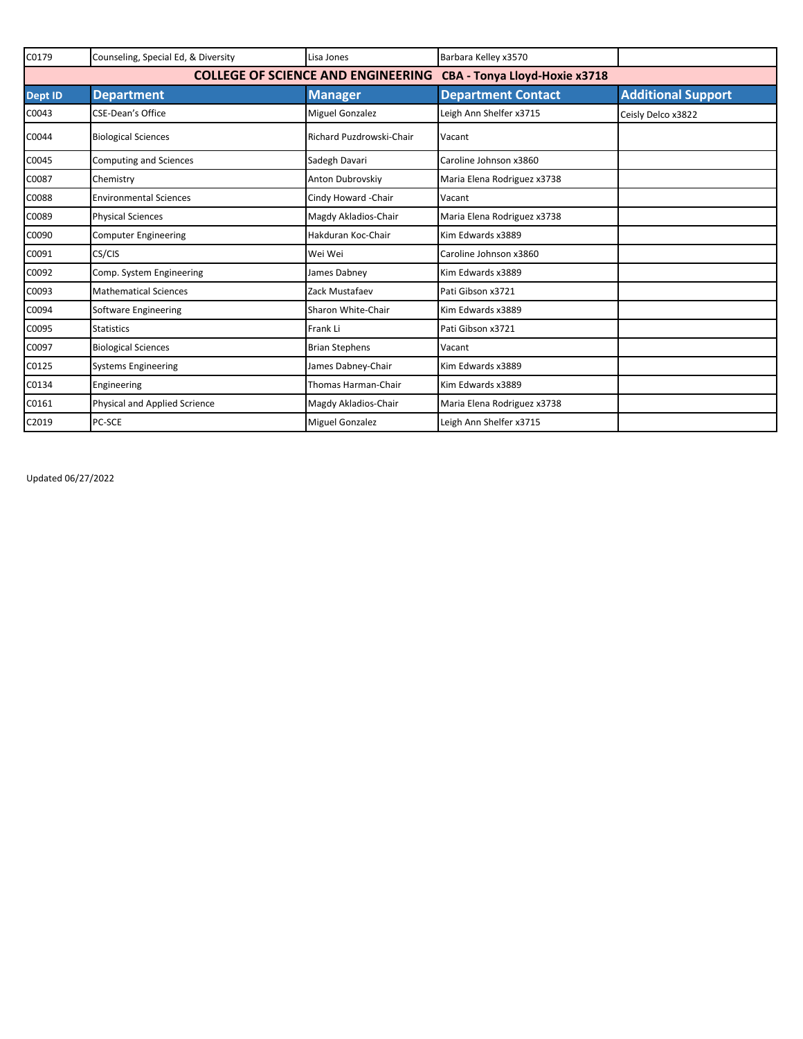| | | | | |
|---|---|---|---|---|
| C0179 | Counseling, Special Ed, & Diversity | Lisa Jones | Barbara Kelley x3570 | |

**COLLEGE OF SCIENCE AND ENGINEERING  CBA - Tonya Lloyd-Hoxie x3718**

| Dept ID | Department | Manager | Department Contact | Additional Support |
|---|---|---|---|---|
| C0043 | CSE-Dean's Office | Miguel Gonzalez | Leigh Ann Shelfer x3715 | Ceisly Delco x3822 |
| C0044 | Biological Sciences | Richard Puzdrowski-Chair | Vacant | |
| C0045 | Computing and Sciences | Sadegh Davari | Caroline Johnson x3860 | |
| C0087 | Chemistry | Anton Dubrovskiy | Maria Elena Rodriguez x3738 | |
| C0088 | Environmental Sciences | Cindy Howard -Chair | Vacant | |
| C0089 | Physical Sciences | Magdy Akladios-Chair | Maria Elena Rodriguez x3738 | |
| C0090 | Computer Engineering | Hakduran Koc-Chair | Kim Edwards x3889 | |
| C0091 | CS/CIS | Wei Wei | Caroline Johnson x3860 | |
| C0092 | Comp. System Engineering | James Dabney | Kim Edwards x3889 | |
| C0093 | Mathematical Sciences | Zack Mustafaev | Pati Gibson x3721 | |
| C0094 | Software Engineering | Sharon White-Chair | Kim Edwards x3889 | |
| C0095 | Statistics | Frank Li | Pati Gibson x3721 | |
| C0097 | Biological Sciences | Brian Stephens | Vacant | |
| C0125 | Systems Engineering | James Dabney-Chair | Kim Edwards x3889 | |
| C0134 | Engineering | Thomas Harman-Chair | Kim Edwards x3889 | |
| C0161 | Physical and Applied Srcience | Magdy Akladios-Chair | Maria Elena Rodriguez x3738 | |
| C2019 | PC-SCE | Miguel Gonzalez | Leigh Ann Shelfer x3715 | |

Updated 06/27/2022